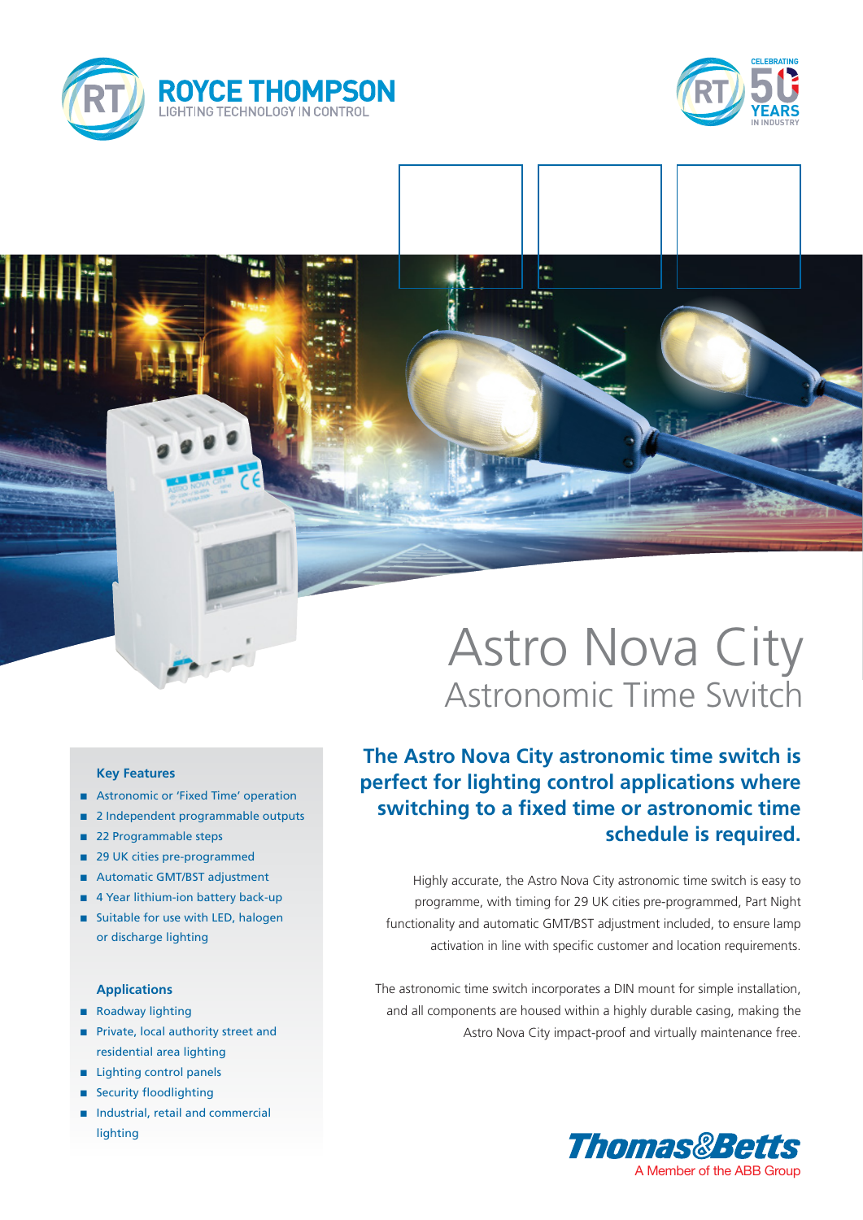# ROYCE THOMPSON

LIGHTING TECHNOLOGY IN CONTROL

CELEBRATING 50 YEARS IN INDUSTRY

# Astro Nova City

## Astronomic Time Switch

### Key Features

- Astronomic or 'Fixed Time' operation
- 2 Independent programmable outputs
- 22 Programmable steps
- 29 UK cities pre-programmed
- Automatic GMT/BST adjustment
- 4 Year lithium-ion battery back-up
- Suitable for use with LED, halogen or discharge lighting

### Applications

- Roadway lighting
- Private, local authority street and residential area lighting
- Lighting control panels
- Security floodlighting
- Industrial, retail and commercial lighting

**The Astro Nova City astronomic time switch is perfect for lighting control applications where switching to a fixed time or astronomic time schedule is required.**

Highly accurate, the Astro Nova City astronomic time switch is easy to programme, with timing for 29 UK cities pre-programmed, Part Night functionality and automatic GMT/BST adjustment included, to ensure lamp activation in line with specific customer and location requirements.

The astronomic time switch incorporates a DIN mount for simple installation, and all components are housed within a highly durable casing, making the Astro Nova City impact-proof and virtually maintenance free.

Thomas&Betts

A Member of the ABB Group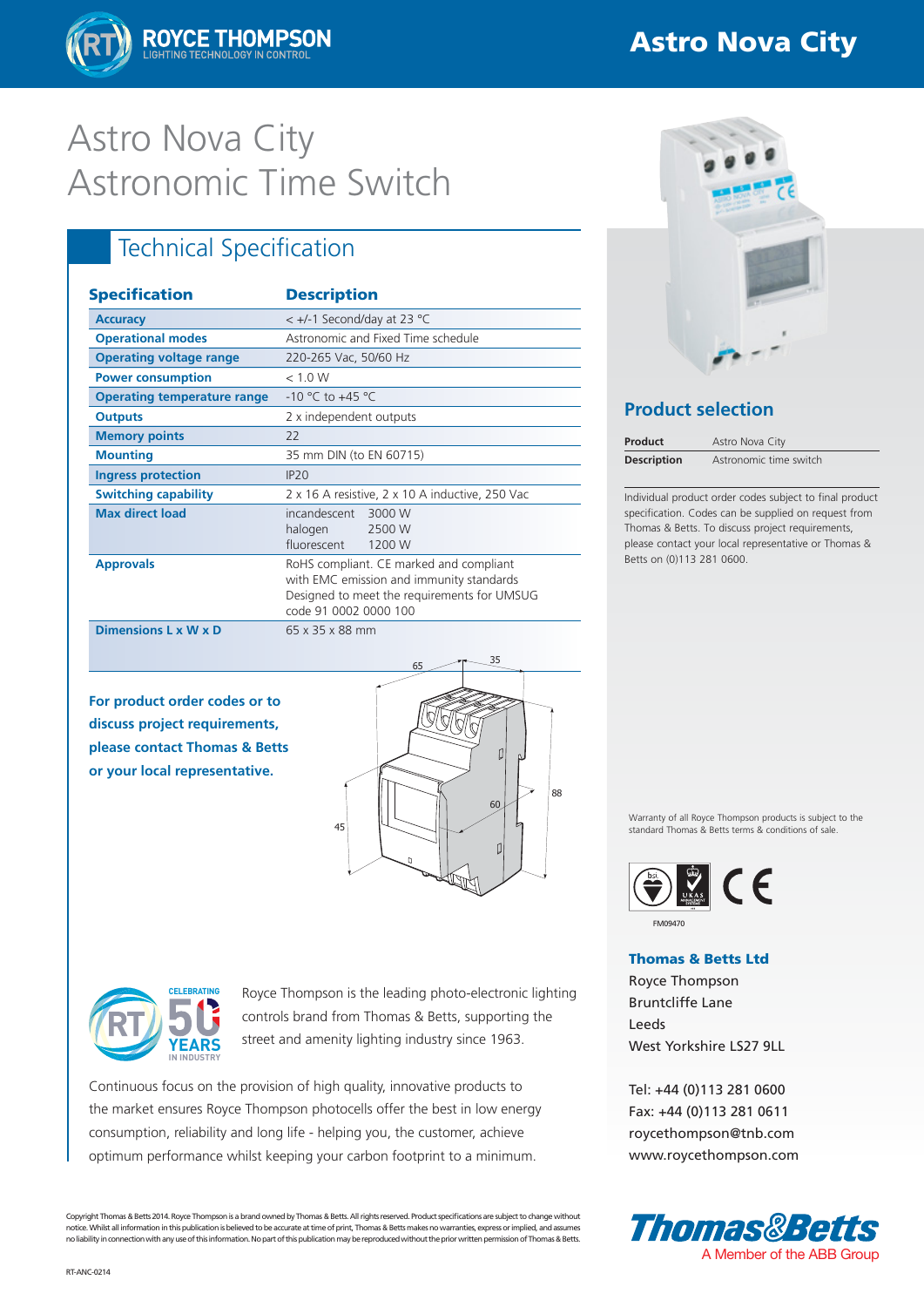# Astro Nova City

# Astro Nova City Astronomic Time Switch

## Technical Specification

| Specification | Description |
|---|---|
| Accuracy | < +/-1 Second/day at 23 °C |
| Operational modes | Astronomic and Fixed Time schedule |
| Operating voltage range | 220-265 Vac, 50/60 Hz |
| Power consumption | < 1.0 W |
| Operating temperature range | -10 °C to +45 °C |
| Outputs | 2 x independent outputs |
| Memory points | 22 |
| Mounting | 35 mm DIN (to EN 60715) |
| Ingress protection | IP20 |
| Switching capability | 2 x 16 A resistive, 2 x 10 A inductive, 250 Vac |
| Max direct load | incandescent 3000 W<br>halogen 2500 W<br>fluorescent 1200 W |
| Approvals | RoHS compliant. CE marked and compliant with EMC emission and immunity standards Designed to meet the requirements for UMSUG code 91 0002 0000 100 |
| Dimensions L x W x D | 65 x 35 x 88 mm |

65
35
88
60
45

**For product order codes or to discuss project requirements, please contact Thomas & Betts or your local representative.**

CELEBRATING 50 YEARS IN INDUSTRY

Royce Thompson is the leading photo-electronic lighting controls brand from Thomas & Betts, supporting the street and amenity lighting industry since 1963.

Continuous focus on the provision of high quality, innovative products to the market ensures Royce Thompson photocells offer the best in low energy consumption, reliability and long life - helping you, the customer, achieve optimum performance whilst keeping your carbon footprint to a minimum.

## Product selection

| | |
|---|---|
| **Product** | Astro Nova City |
| **Description** | Astronomic time switch |

Individual product order codes subject to final product specification. Codes can be supplied on request from Thomas & Betts. To discuss project requirements, please contact your local representative or Thomas & Betts on (0)113 281 0600.

Warranty of all Royce Thompson products is subject to the standard Thomas & Betts terms & conditions of sale.

FM09470

**Thomas & Betts Ltd**
Royce Thompson
Bruntcliffe Lane
Leeds
West Yorkshire LS27 9LL

Tel: +44 (0)113 281 0600
Fax: +44 (0)113 281 0611
roycethompson@tnb.com
www.roycethompson.com

Thomas&Betts
A Member of the ABB Group

Copyright Thomas & Betts 2014. Royce Thompson is a brand owned by Thomas & Betts. All rights reserved. Product specifications are subject to change without notice. Whilst all information in this publication is believed to be accurate at time of print, Thomas & Betts makes no warranties, express or implied, and assumes no liability in connection with any use of this information. No part of this publication may be reproduced without the prior written permission of Thomas & Betts.

RT-ANC-0214